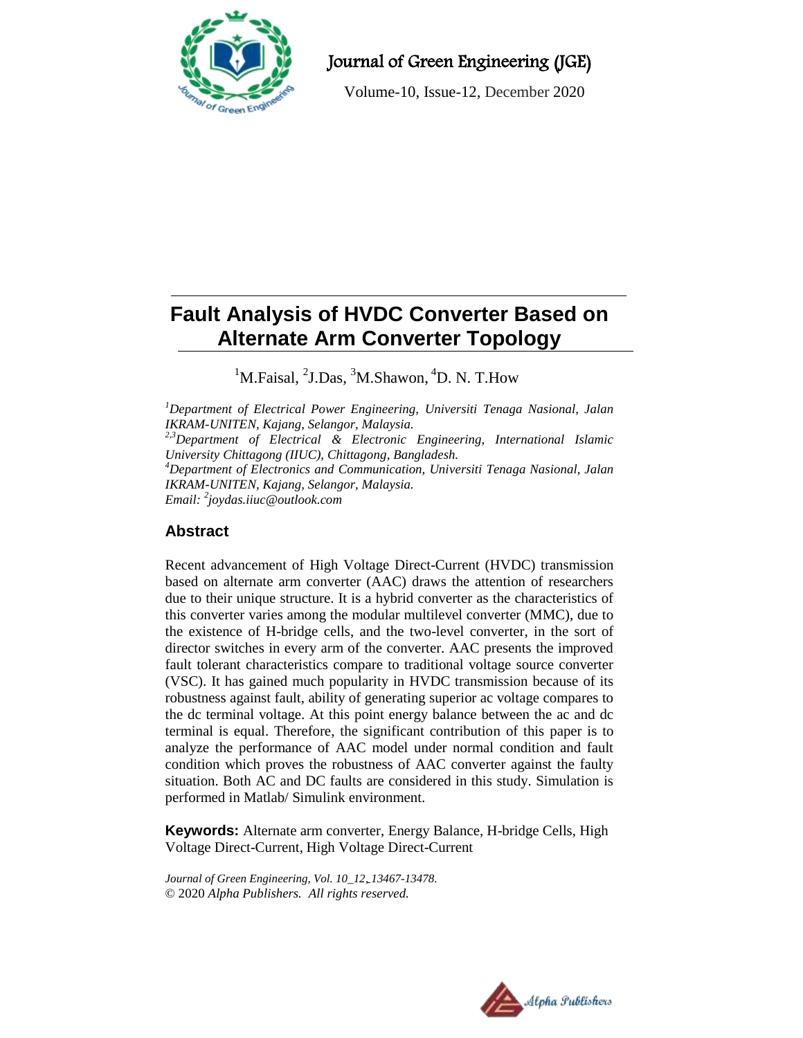# Fault Analysis of HVDC Converter Based on Alternate Arm Converter Topology

[1]M.Faisal, [2]J.Das, [3]M.Shawon, [4]D. N. T.How

*[1]Department of Electrical Power Engineering, Universiti Tenaga Nasional, Jalan IKRAM-UNITEN, Kajang, Selangor, Malaysia.*
*[2,3]Department of Electrical & Electronic Engineering, International Islamic University Chittagong (IIUC), Chittagong, Bangladesh.*
*[4]Department of Electronics and Communication, Universiti Tenaga Nasional, Jalan IKRAM-UNITEN, Kajang, Selangor, Malaysia.*
*Email: [2]joydas.iiuc@outlook.com*

## Abstract

Recent advancement of High Voltage Direct-Current (HVDC) transmission based on alternate arm converter (AAC) draws the attention of researchers due to their unique structure. It is a hybrid converter as the characteristics of this converter varies among the modular multilevel converter (MMC), due to the existence of H-bridge cells, and the two-level converter, in the sort of director switches in every arm of the converter. AAC presents the improved fault tolerant characteristics compare to traditional voltage source converter (VSC). It has gained much popularity in HVDC transmission because of its robustness against fault, ability of generating superior ac voltage compares to the dc terminal voltage. At this point energy balance between the ac and dc terminal is equal. Therefore, the significant contribution of this paper is to analyze the performance of AAC model under normal condition and fault condition which proves the robustness of AAC converter against the faulty situation. Both AC and DC faults are considered in this study. Simulation is performed in Matlab/ Simulink environment.

**Keywords:** Alternate arm converter, Energy Balance, H-bridge Cells, High Voltage Direct-Current, High Voltage Direct-Current

*Journal of Green Engineering, Vol. 10_12, 13467-13478.*
© 2020 *Alpha Publishers. All rights reserved.*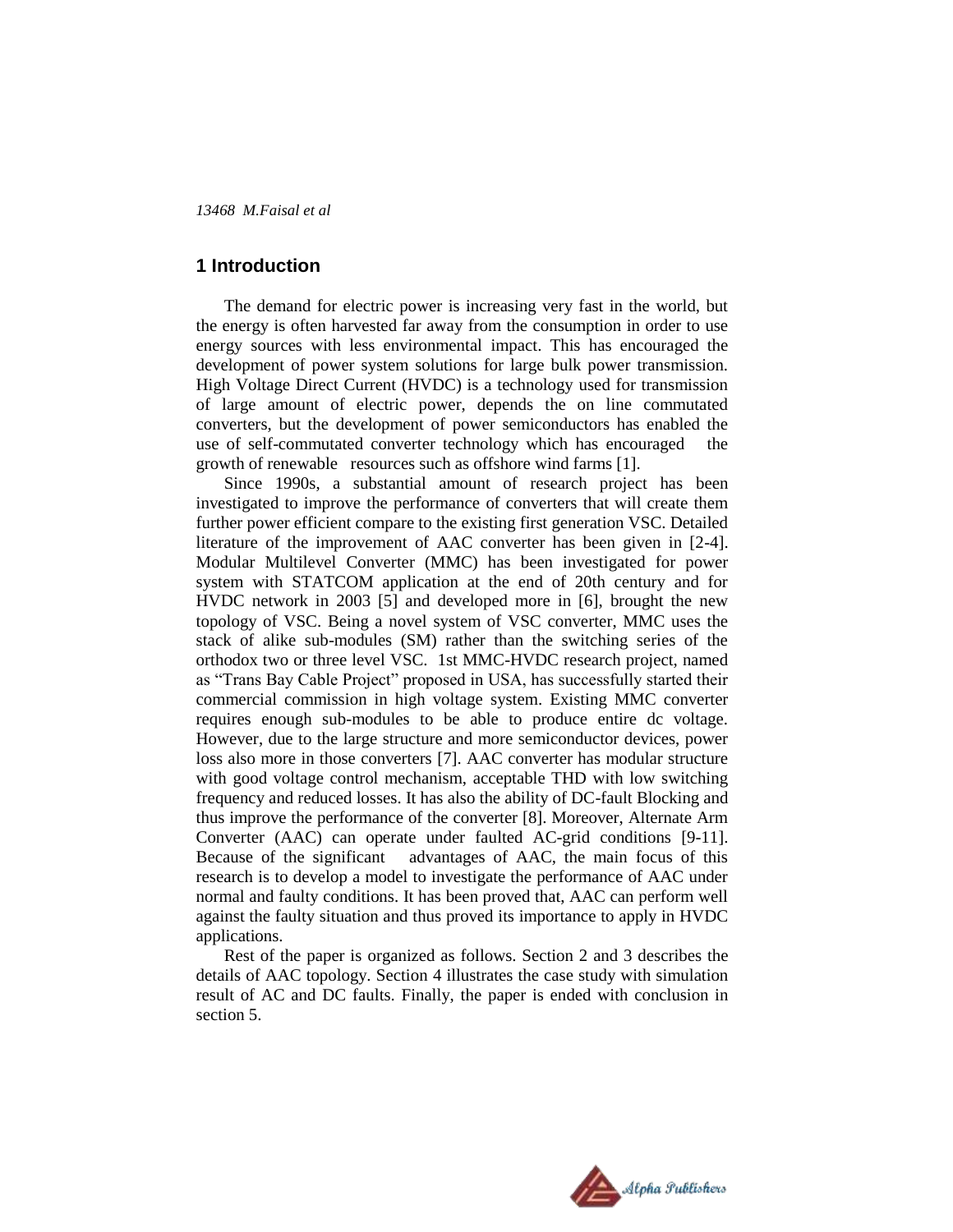## 1 Introduction

The demand for electric power is increasing very fast in the world, but the energy is often harvested far away from the consumption in order to use energy sources with less environmental impact. This has encouraged the development of power system solutions for large bulk power transmission. High Voltage Direct Current (HVDC) is a technology used for transmission of large amount of electric power, depends the on line commutated converters, but the development of power semiconductors has enabled the use of self-commutated converter technology which has encouraged the growth of renewable resources such as offshore wind farms [1].

Since 1990s, a substantial amount of research project has been investigated to improve the performance of converters that will create them further power efficient compare to the existing first generation VSC. Detailed literature of the improvement of AAC converter has been given in [2-4]. Modular Multilevel Converter (MMC) has been investigated for power system with STATCOM application at the end of 20th century and for HVDC network in 2003 [5] and developed more in [6], brought the new topology of VSC. Being a novel system of VSC converter, MMC uses the stack of alike sub-modules (SM) rather than the switching series of the orthodox two or three level VSC. 1st MMC-HVDC research project, named as "Trans Bay Cable Project" proposed in USA, has successfully started their commercial commission in high voltage system. Existing MMC converter requires enough sub-modules to be able to produce entire dc voltage. However, due to the large structure and more semiconductor devices, power loss also more in those converters [7]. AAC converter has modular structure with good voltage control mechanism, acceptable THD with low switching frequency and reduced losses. It has also the ability of DC-fault Blocking and thus improve the performance of the converter [8]. Moreover, Alternate Arm Converter (AAC) can operate under faulted AC-grid conditions [9-11]. Because of the significant advantages of AAC, the main focus of this research is to develop a model to investigate the performance of AAC under normal and faulty conditions. It has been proved that, AAC can perform well against the faulty situation and thus proved its importance to apply in HVDC applications.

Rest of the paper is organized as follows. Section 2 and 3 describes the details of AAC topology. Section 4 illustrates the case study with simulation result of AC and DC faults. Finally, the paper is ended with conclusion in section 5.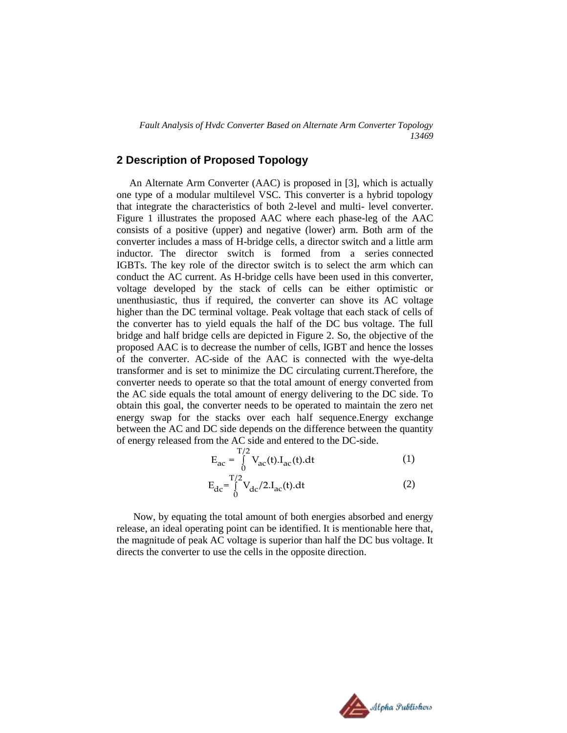## 2 Description of Proposed Topology

An Alternate Arm Converter (AAC) is proposed in [3], which is actually one type of a modular multilevel VSC. This converter is a hybrid topology that integrate the characteristics of both 2-level and multi- level converter. Figure 1 illustrates the proposed AAC where each phase-leg of the AAC consists of a positive (upper) and negative (lower) arm. Both arm of the converter includes a mass of H-bridge cells, a director switch and a little arm inductor. The director switch is formed from a series connected IGBTs. The key role of the director switch is to select the arm which can conduct the AC current. As H-bridge cells have been used in this converter, voltage developed by the stack of cells can be either optimistic or unenthusiastic, thus if required, the converter can shove its AC voltage higher than the DC terminal voltage. Peak voltage that each stack of cells of the converter has to yield equals the half of the DC bus voltage. The full bridge and half bridge cells are depicted in Figure 2. So, the objective of the proposed AAC is to decrease the number of cells, IGBT and hence the losses of the converter. AC-side of the AAC is connected with the wye-delta transformer and is set to minimize the DC circulating current.Therefore, the converter needs to operate so that the total amount of energy converted from the AC side equals the total amount of energy delivering to the DC side. To obtain this goal, the converter needs to be operated to maintain the zero net energy swap for the stacks over each half sequence.Energy exchange between the AC and DC side depends on the difference between the quantity of energy released from the AC side and entered to the DC-side.

$$E_{ac} = \int_{0}^{T/2} V_{ac}(t).I_{ac}(t).dt \tag{1}$$

$$E_{dc} = \int_{0}^{T/2} V_{dc}/2.I_{ac}(t).dt \tag{2}$$

Now, by equating the total amount of both energies absorbed and energy release, an ideal operating point can be identified. It is mentionable here that, the magnitude of peak AC voltage is superior than half the DC bus voltage. It directs the converter to use the cells in the opposite direction.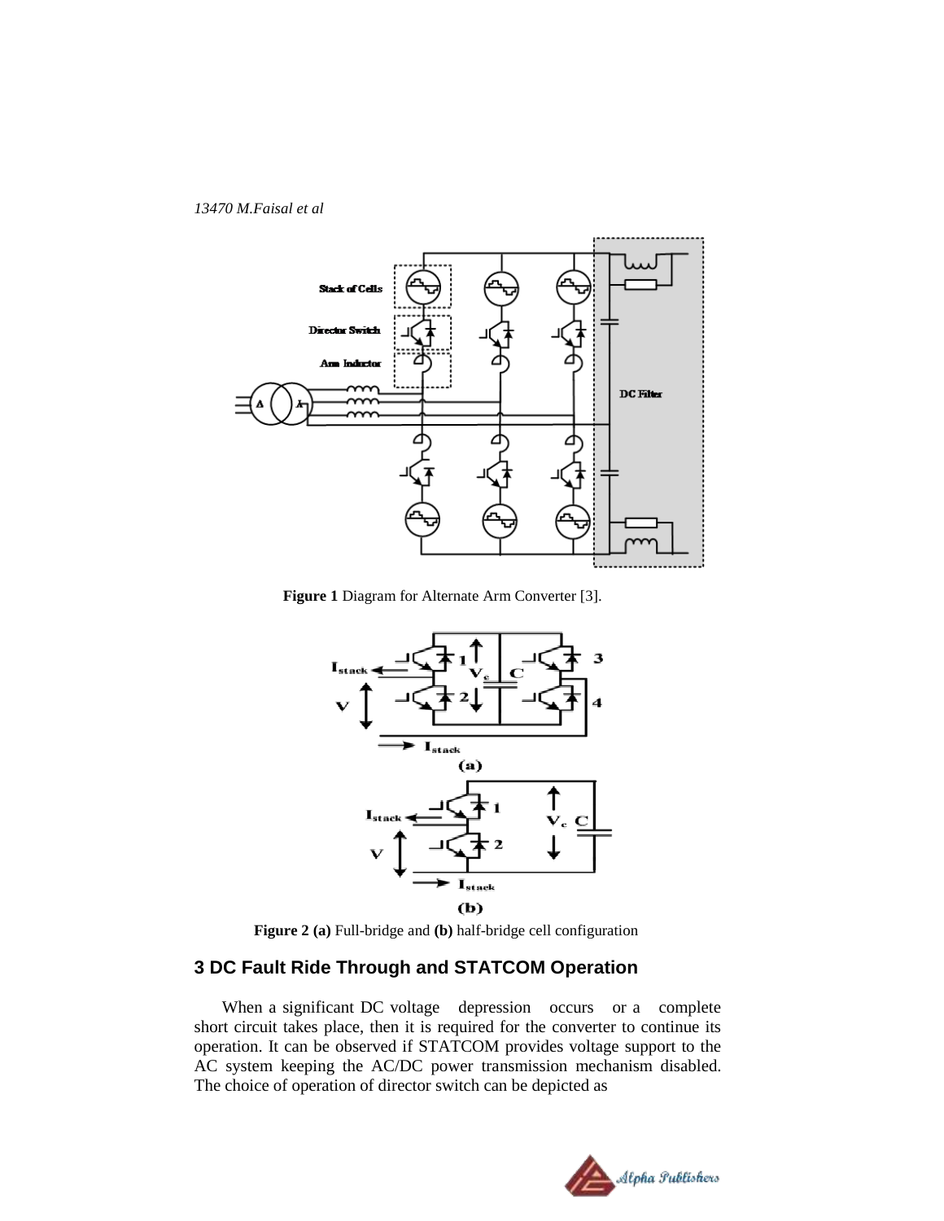**Figure 1** Diagram for Alternate Arm Converter [3].

**Figure 2 (a)** Full-bridge and **(b)** half-bridge cell configuration

## 3 DC Fault Ride Through and STATCOM Operation

When a significant DC voltage depression occurs or a complete short circuit takes place, then it is required for the converter to continue its operation. It can be observed if STATCOM provides voltage support to the AC system keeping the AC/DC power transmission mechanism disabled. The choice of operation of director switch can be depicted as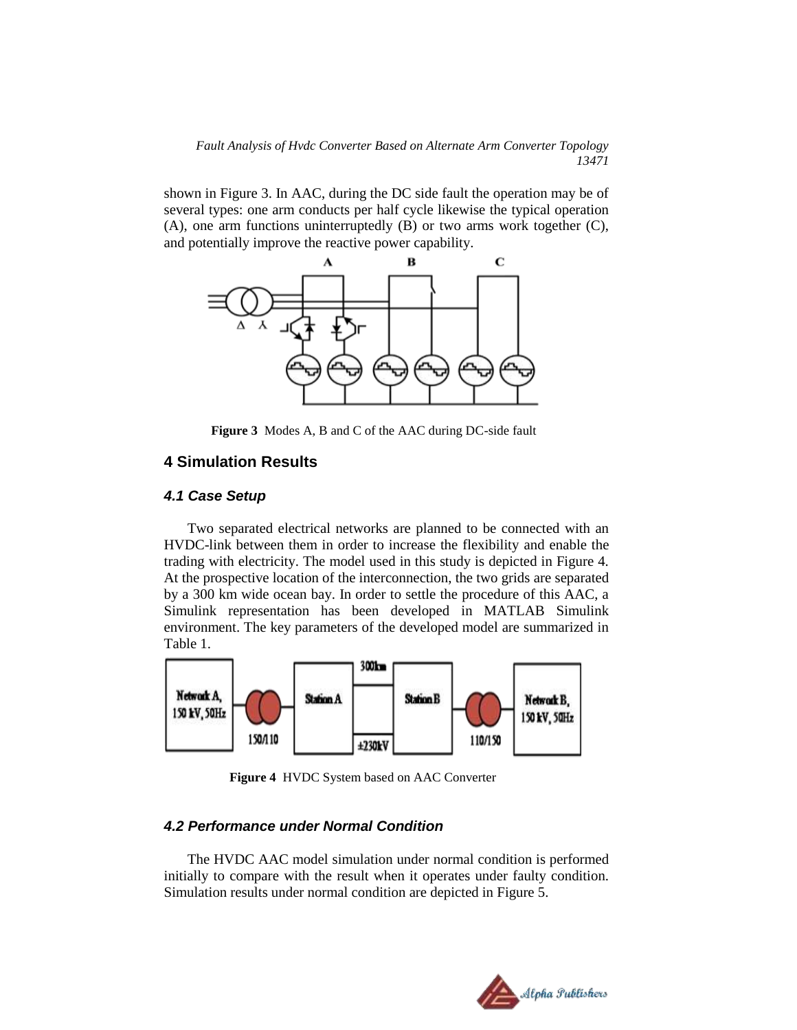shown in Figure 3. In AAC, during the DC side fault the operation may be of several types: one arm conducts per half cycle likewise the typical operation (A), one arm functions uninterruptedly (B) or two arms work together (C), and potentially improve the reactive power capability.

**Figure 3** Modes A, B and C of the AAC during DC-side fault

## 4 Simulation Results

### 4.1 Case Setup

Two separated electrical networks are planned to be connected with an HVDC-link between them in order to increase the flexibility and enable the trading with electricity. The model used in this study is depicted in Figure 4. At the prospective location of the interconnection, the two grids are separated by a 300 km wide ocean bay. In order to settle the procedure of this AAC, a Simulink representation has been developed in MATLAB Simulink environment. The key parameters of the developed model are summarized in Table 1.

**Figure 4** HVDC System based on AAC Converter

### 4.2 Performance under Normal Condition

The HVDC AAC model simulation under normal condition is performed initially to compare with the result when it operates under faulty condition. Simulation results under normal condition are depicted in Figure 5.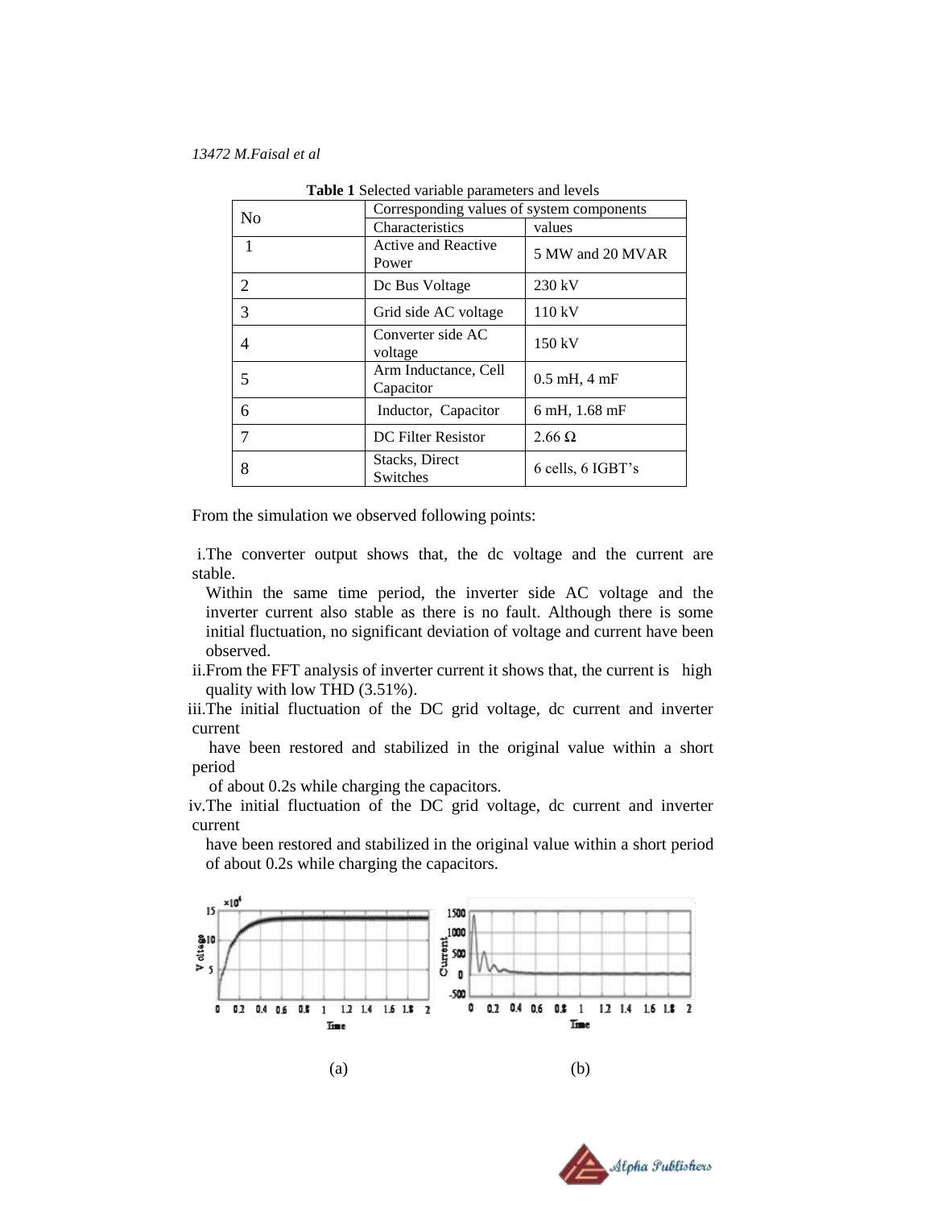**Table 1** Selected variable parameters and levels

| No | Corresponding values of system components | |
|---|---|---|
| | Characteristics | values |
| 1 | Active and Reactive Power | 5 MW and 20 MVAR |
| 2 | Dc Bus Voltage | 230 kV |
| 3 | Grid side AC voltage | 110 kV |
| 4 | Converter side AC voltage | 150 kV |
| 5 | Arm Inductance, Cell Capacitor | 0.5 mH, 4 mF |
| 6 | Inductor, Capacitor | 6 mH, 1.68 mF |
| 7 | DC Filter Resistor | 2.66 Ω |
| 8 | Stacks, Direct Switches | 6 cells, 6 IGBT's |

From the simulation we observed following points:

i. The converter output shows that, the dc voltage and the current are stable.
Within the same time period, the inverter side AC voltage and the inverter current also stable as there is no fault. Although there is some initial fluctuation, no significant deviation of voltage and current have been observed.

ii. From the FFT analysis of inverter current it shows that, the current is high quality with low THD (3.51%).

iii. The initial fluctuation of the DC grid voltage, dc current and inverter current have been restored and stabilized in the original value within a short period of about 0.2s while charging the capacitors.

iv. The initial fluctuation of the DC grid voltage, dc current and inverter current have been restored and stabilized in the original value within a short period of about 0.2s while charging the capacitors.

(a) (b)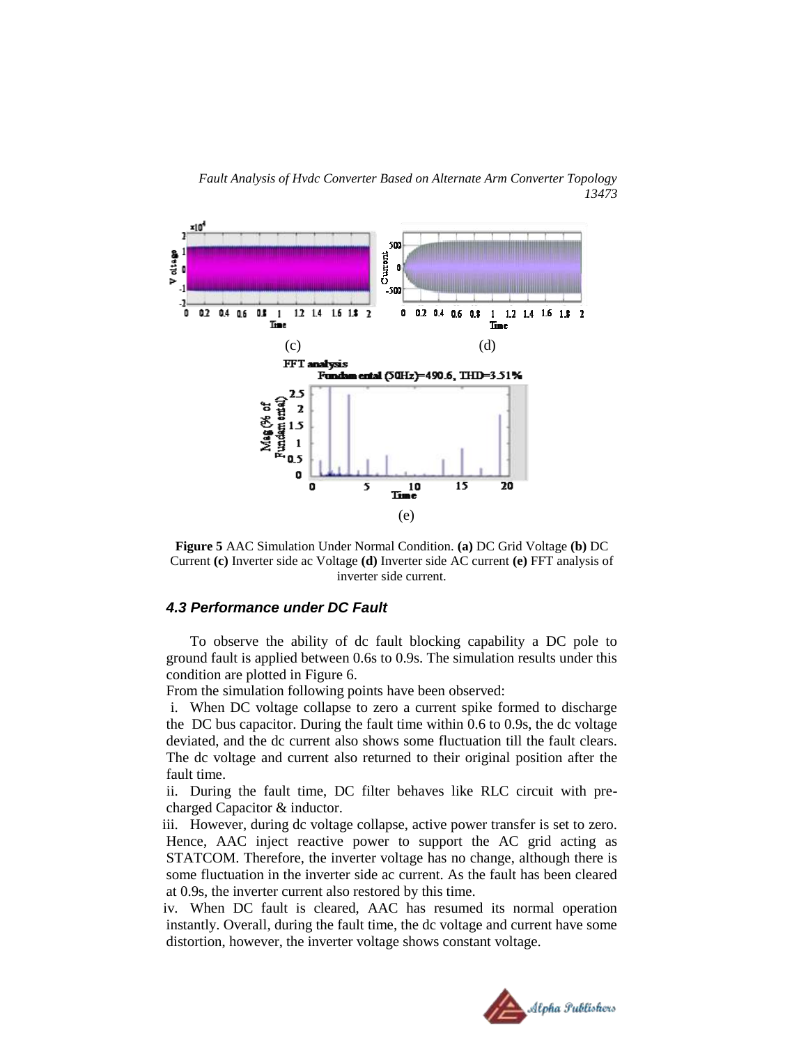(c) (d)

(e)

**Figure 5** AAC Simulation Under Normal Condition. **(a)** DC Grid Voltage **(b)** DC Current **(c)** Inverter side ac Voltage **(d)** Inverter side AC current **(e)** FFT analysis of inverter side current.

### *4.3 Performance under DC Fault*

To observe the ability of dc fault blocking capability a DC pole to ground fault is applied between 0.6s to 0.9s. The simulation results under this condition are plotted in Figure 6.

From the simulation following points have been observed:

i. When DC voltage collapse to zero a current spike formed to discharge the DC bus capacitor. During the fault time within 0.6 to 0.9s, the dc voltage deviated, and the dc current also shows some fluctuation till the fault clears. The dc voltage and current also returned to their original position after the fault time.

ii. During the fault time, DC filter behaves like RLC circuit with pre-charged Capacitor & inductor.

iii. However, during dc voltage collapse, active power transfer is set to zero. Hence, AAC inject reactive power to support the AC grid acting as STATCOM. Therefore, the inverter voltage has no change, although there is some fluctuation in the inverter side ac current. As the fault has been cleared at 0.9s, the inverter current also restored by this time.

iv. When DC fault is cleared, AAC has resumed its normal operation instantly. Overall, during the fault time, the dc voltage and current have some distortion, however, the inverter voltage shows constant voltage.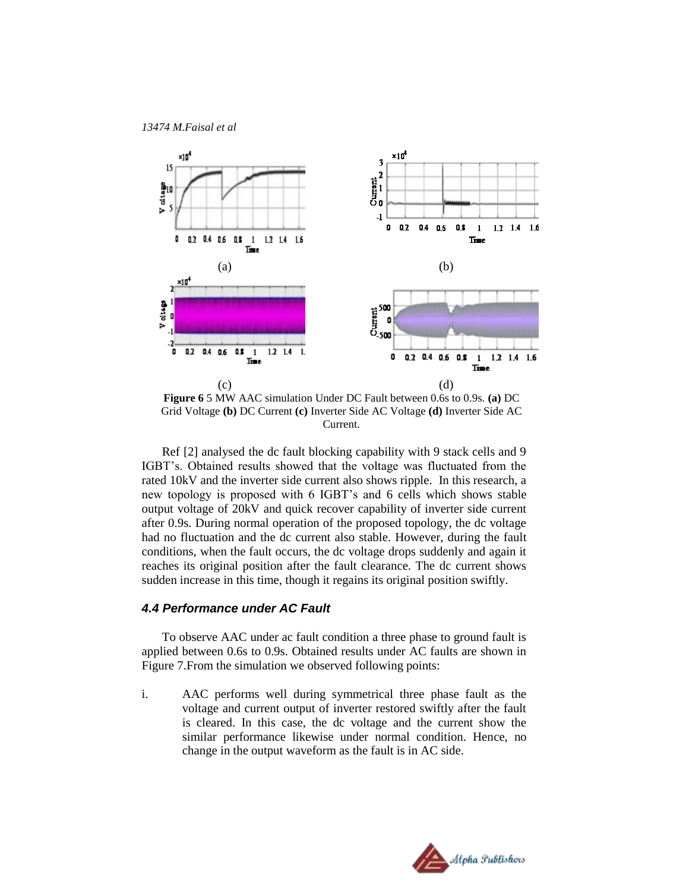**Figure 6** 5 MW AAC simulation Under DC Fault between 0.6s to 0.9s. **(a)** DC Grid Voltage **(b)** DC Current **(c)** Inverter Side AC Voltage **(d)** Inverter Side AC Current.

Ref [2] analysed the dc fault blocking capability with 9 stack cells and 9 IGBT's. Obtained results showed that the voltage was fluctuated from the rated 10kV and the inverter side current also shows ripple. In this research, a new topology is proposed with 6 IGBT's and 6 cells which shows stable output voltage of 20kV and quick recover capability of inverter side current after 0.9s. During normal operation of the proposed topology, the dc voltage had no fluctuation and the dc current also stable. However, during the fault conditions, when the fault occurs, the dc voltage drops suddenly and again it reaches its original position after the fault clearance. The dc current shows sudden increase in this time, though it regains its original position swiftly.

### *4.4 Performance under AC Fault*

To observe AAC under ac fault condition a three phase to ground fault is applied between 0.6s to 0.9s. Obtained results under AC faults are shown in Figure 7.From the simulation we observed following points:

i. AAC performs well during symmetrical three phase fault as the voltage and current output of inverter restored swiftly after the fault is cleared. In this case, the dc voltage and the current show the similar performance likewise under normal condition. Hence, no change in the output waveform as the fault is in AC side.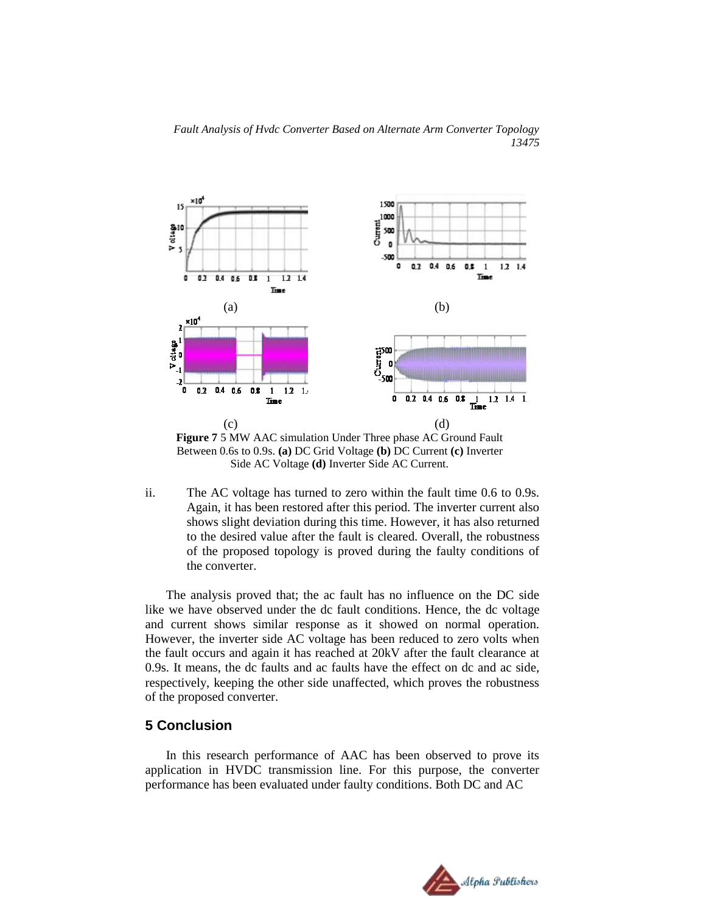(a) (b)

(c) (d)

**Figure 7** 5 MW AAC simulation Under Three phase AC Ground Fault Between 0.6s to 0.9s. **(a)** DC Grid Voltage **(b)** DC Current **(c)** Inverter Side AC Voltage **(d)** Inverter Side AC Current.

ii. The AC voltage has turned to zero within the fault time 0.6 to 0.9s. Again, it has been restored after this period. The inverter current also shows slight deviation during this time. However, it has also returned to the desired value after the fault is cleared. Overall, the robustness of the proposed topology is proved during the faulty conditions of the converter.

The analysis proved that; the ac fault has no influence on the DC side like we have observed under the dc fault conditions. Hence, the dc voltage and current shows similar response as it showed on normal operation. However, the inverter side AC voltage has been reduced to zero volts when the fault occurs and again it has reached at 20kV after the fault clearance at 0.9s. It means, the dc faults and ac faults have the effect on dc and ac side, respectively, keeping the other side unaffected, which proves the robustness of the proposed converter.

## 5 Conclusion

In this research performance of AAC has been observed to prove its application in HVDC transmission line. For this purpose, the converter performance has been evaluated under faulty conditions. Both DC and AC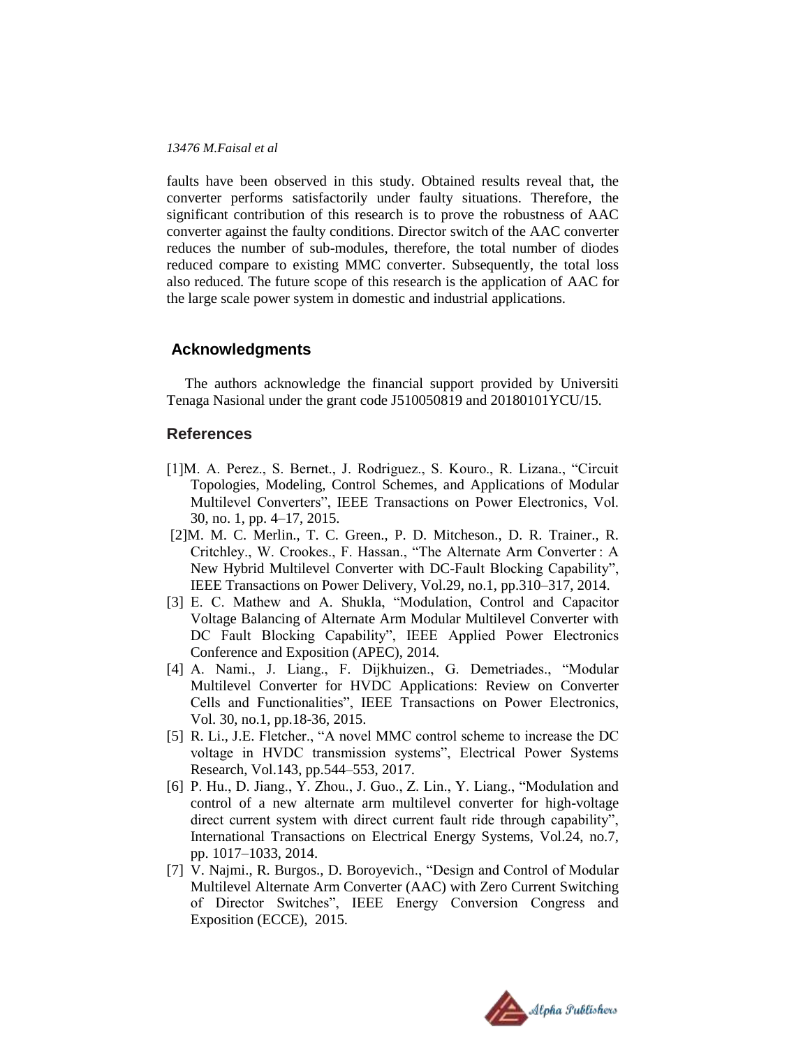faults have been observed in this study. Obtained results reveal that, the converter performs satisfactorily under faulty situations. Therefore, the significant contribution of this research is to prove the robustness of AAC converter against the faulty conditions. Director switch of the AAC converter reduces the number of sub-modules, therefore, the total number of diodes reduced compare to existing MMC converter. Subsequently, the total loss also reduced. The future scope of this research is the application of AAC for the large scale power system in domestic and industrial applications.

## Acknowledgments

The authors acknowledge the financial support provided by Universiti Tenaga Nasional under the grant code J510050819 and 20180101YCU/15.

## References

[1]M. A. Perez., S. Bernet., J. Rodriguez., S. Kouro., R. Lizana., "Circuit Topologies, Modeling, Control Schemes, and Applications of Modular Multilevel Converters", IEEE Transactions on Power Electronics, Vol. 30, no. 1, pp. 4–17, 2015.

[2]M. M. C. Merlin., T. C. Green., P. D. Mitcheson., D. R. Trainer., R. Critchley., W. Crookes., F. Hassan., "The Alternate Arm Converter : A New Hybrid Multilevel Converter with DC-Fault Blocking Capability", IEEE Transactions on Power Delivery, Vol.29, no.1, pp.310–317, 2014.

[3] E. C. Mathew and A. Shukla, "Modulation, Control and Capacitor Voltage Balancing of Alternate Arm Modular Multilevel Converter with DC Fault Blocking Capability", IEEE Applied Power Electronics Conference and Exposition (APEC), 2014.

[4] A. Nami., J. Liang., F. Dijkhuizen., G. Demetriades., "Modular Multilevel Converter for HVDC Applications: Review on Converter Cells and Functionalities", IEEE Transactions on Power Electronics, Vol. 30, no.1, pp.18-36, 2015.

[5] R. Li., J.E. Fletcher., "A novel MMC control scheme to increase the DC voltage in HVDC transmission systems", Electrical Power Systems Research, Vol.143, pp.544–553, 2017.

[6] P. Hu., D. Jiang., Y. Zhou., J. Guo., Z. Lin., Y. Liang., "Modulation and control of a new alternate arm multilevel converter for high-voltage direct current system with direct current fault ride through capability", International Transactions on Electrical Energy Systems, Vol.24, no.7, pp. 1017–1033, 2014.

[7] V. Najmi., R. Burgos., D. Boroyevich., "Design and Control of Modular Multilevel Alternate Arm Converter (AAC) with Zero Current Switching of Director Switches", IEEE Energy Conversion Congress and Exposition (ECCE), 2015.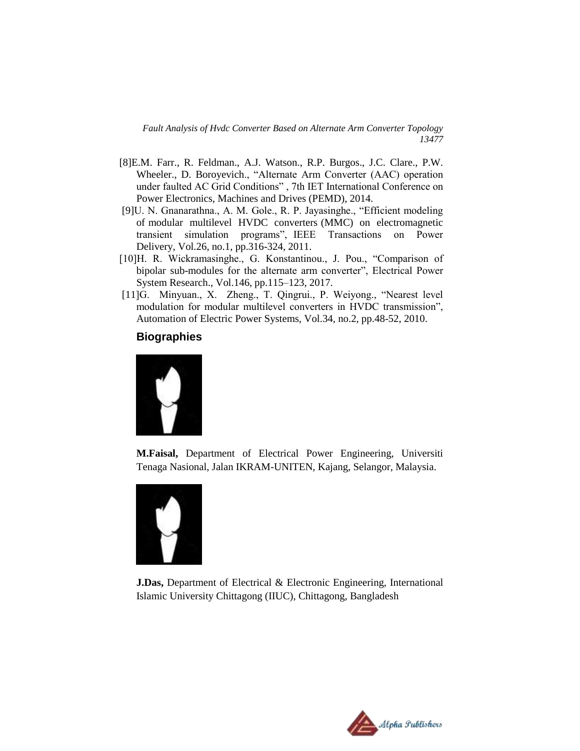[8]E.M. Farr., R. Feldman., A.J. Watson., R.P. Burgos., J.C. Clare., P.W. Wheeler., D. Boroyevich., "Alternate Arm Converter (AAC) operation under faulted AC Grid Conditions" , 7th IET International Conference on Power Electronics, Machines and Drives (PEMD), 2014.

[9]U. N. Gnanarathna., A. M. Gole., R. P. Jayasinghe., "Efficient modeling of modular multilevel HVDC converters (MMC) on electromagnetic transient simulation programs", IEEE Transactions on Power Delivery, Vol.26, no.1, pp.316-324, 2011.

[10]H. R. Wickramasinghe., G. Konstantinou., J. Pou., "Comparison of bipolar sub-modules for the alternate arm converter", Electrical Power System Research., Vol.146, pp.115–123, 2017.

[11]G. Minyuan., X. Zheng., T. Qingrui., P. Weiyong., "Nearest level modulation for modular multilevel converters in HVDC transmission", Automation of Electric Power Systems, Vol.34, no.2, pp.48-52, 2010.

## Biographies

**M.Faisal,** Department of Electrical Power Engineering, Universiti Tenaga Nasional, Jalan IKRAM-UNITEN, Kajang, Selangor, Malaysia.

**J.Das,** Department of Electrical & Electronic Engineering, International Islamic University Chittagong (IIUC), Chittagong, Bangladesh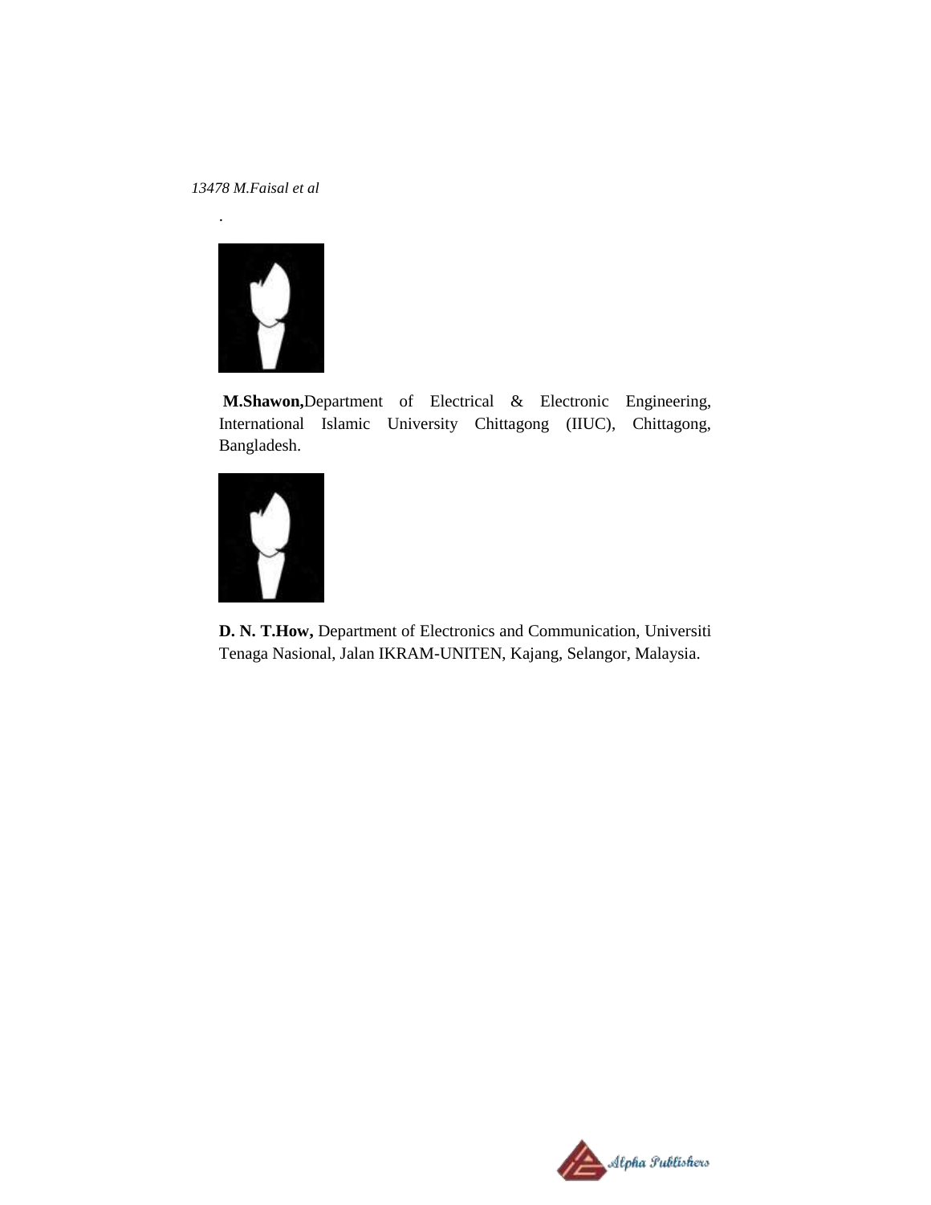**M.Shawon,** Department of Electrical & Electronic Engineering, International Islamic University Chittagong (IIUC), Chittagong, Bangladesh.

**D. N. T.How,** Department of Electronics and Communication, Universiti Tenaga Nasional, Jalan IKRAM-UNITEN, Kajang, Selangor, Malaysia.